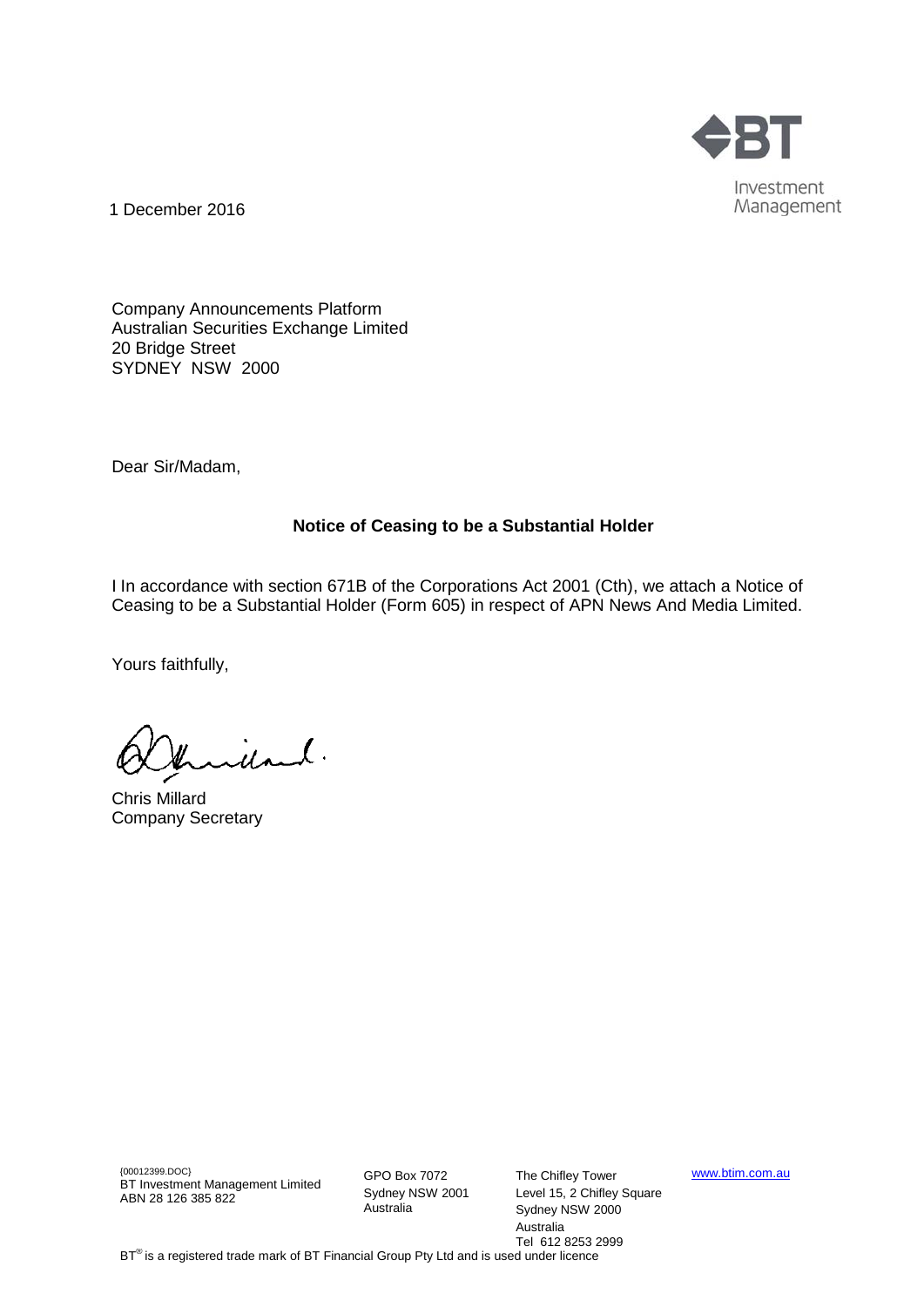BT Investment Management

1 December 2016

Company Announcements Platform
Australian Securities Exchange Limited
20 Bridge Street
SYDNEY NSW 2000

Dear Sir/Madam,

**Notice of Ceasing to be a Substantial Holder**

I In accordance with section 671B of the Corporations Act 2001 (Cth), we attach a Notice of Ceasing to be a Substantial Holder (Form 605) in respect of APN News And Media Limited.

Yours faithfully,

Chris Millard
Company Secretary

{00012399.DOC}
BT Investment Management Limited
ABN 28 126 385 822

GPO Box 7072
Sydney NSW 2001
Australia

The Chifley Tower
Level 15, 2 Chifley Square
Sydney NSW 2000
Australia
Tel 612 8253 2999

www.btim.com.au

BT® is a registered trade mark of BT Financial Group Pty Ltd and is used under licence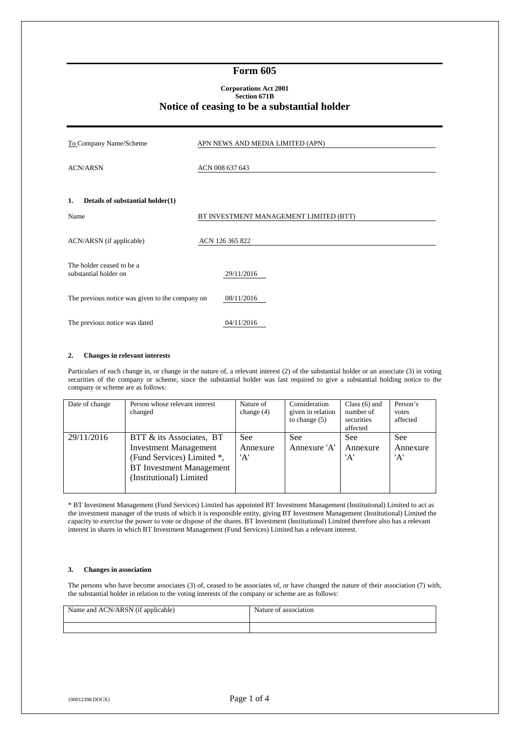# Form 605

**Corporations Act 2001**
**Section 671B**

## Notice of ceasing to be a substantial holder

| | |
|---|---|
| To Company Name/Scheme | APN NEWS AND MEDIA LIMITED (APN) |
| ACN/ARSN | ACN 008 637 643 |

### 1. Details of substantial holder(1)

| | |
|---|---|
| Name | BT INVESTMENT MANAGEMENT LIMITED (BTT) |
| ACN/ARSN (if applicable) | ACN 126 365 822 |

The holder ceased to be a substantial holder on 29/11/2016

The previous notice was given to the company on 08/11/2016

The previous notice was dated 04/11/2016

### 2. Changes in relevant interests

Particulars of each change in, or change in the nature of, a relevant interest (2) of the substantial holder or an associate (3) in voting securities of the company or scheme, since the substantial holder was last required to give a substantial holding notice to the company or scheme are as follows:

| Date of change | Person whose relevant interest changed | Nature of change (4) | Consideration given in relation to change (5) | Class (6) and number of securities affected | Person's votes affected |
|---|---|---|---|---|---|
| 29/11/2016 | BTT & its Associates, BT Investment Management (Fund Services) Limited *, BT Investment Management (Institutional) Limited | See Annexure 'A' | See Annexure 'A' | See Annexure 'A' | See Annexure 'A' |

* BT Investment Management (Fund Services) Limited has appointed BT Investment Management (Institutional) Limited to act as the investment manager of the trusts of which it is responsible entity, giving BT Investment Management (Institutional) Limited the capacity to exercise the power to vote or dispose of the shares. BT Investment (Institutional) Limited therefore also has a relevant interest in shares in which BT Investment Management (Fund Services) Limited has a relevant interest.

### 3. Changes in association

The persons who have become associates (3) of, ceased to be associates of, or have changed the nature of their association (7) with, the substantial holder in relation to the voting interests of the company or scheme are as follows:

| Name and ACN/ARSN (if applicable) | Nature of association |
|---|---|
| | |

{00012398.DOCX}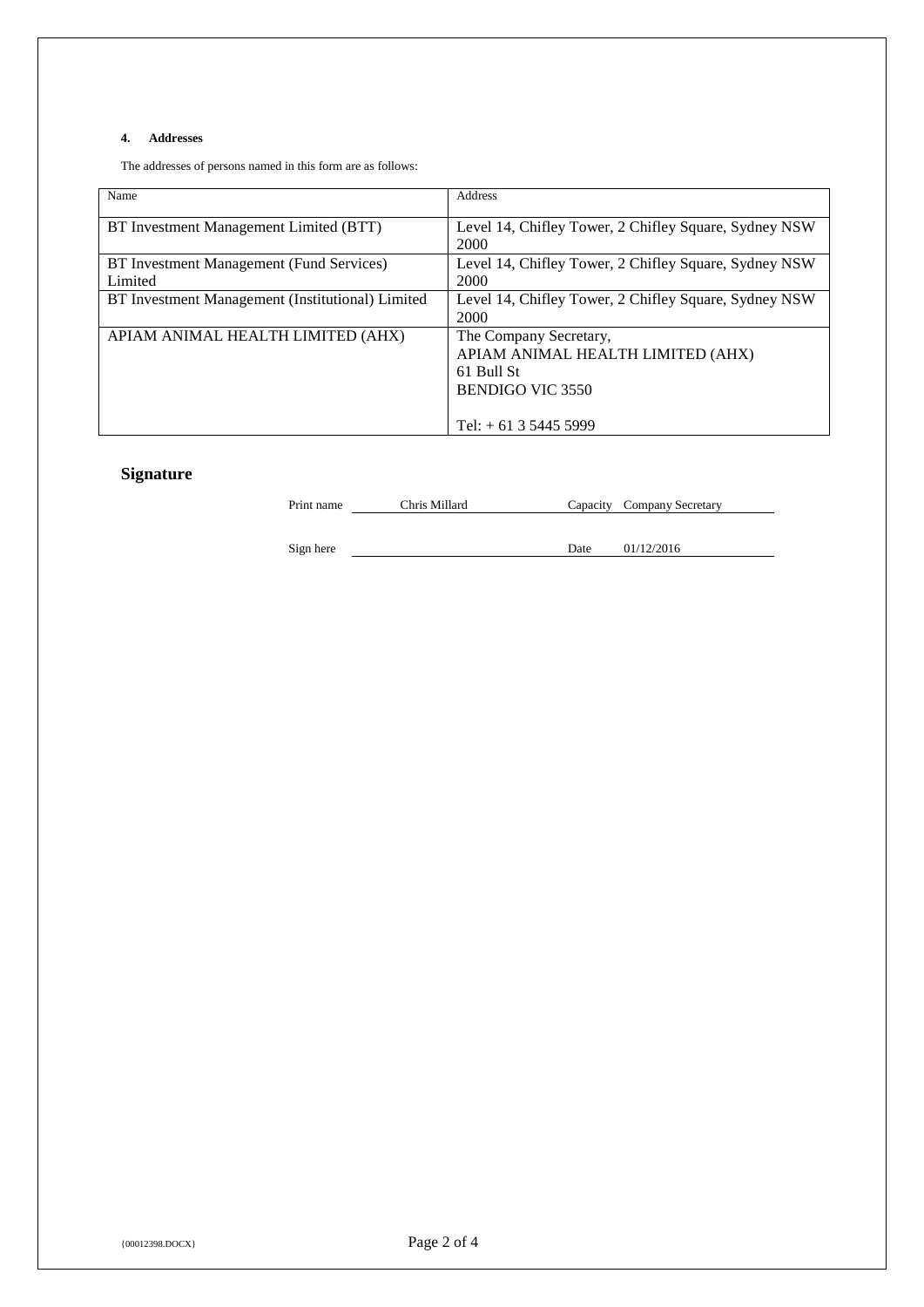#### 4. Addresses

The addresses of persons named in this form are as follows:

| Name | Address |
|---|---|
| BT Investment Management Limited (BTT) | Level 14, Chifley Tower, 2 Chifley Square, Sydney NSW 2000 |
| BT Investment Management (Fund Services) Limited | Level 14, Chifley Tower, 2 Chifley Square, Sydney NSW 2000 |
| BT Investment Management (Institutional) Limited | Level 14, Chifley Tower, 2 Chifley Square, Sydney NSW 2000 |
| APIAM ANIMAL HEALTH LIMITED (AHX) | The Company Secretary,<br>APIAM ANIMAL HEALTH LIMITED (AHX)<br>61 Bull St<br>BENDIGO VIC 3550<br><br>Tel: + 61 3 5445 5999 |

## Signature

Print name: Chris Millard    Capacity: Company Secretary

Sign here: ____________    Date: 01/12/2016

{00012398.DOCX}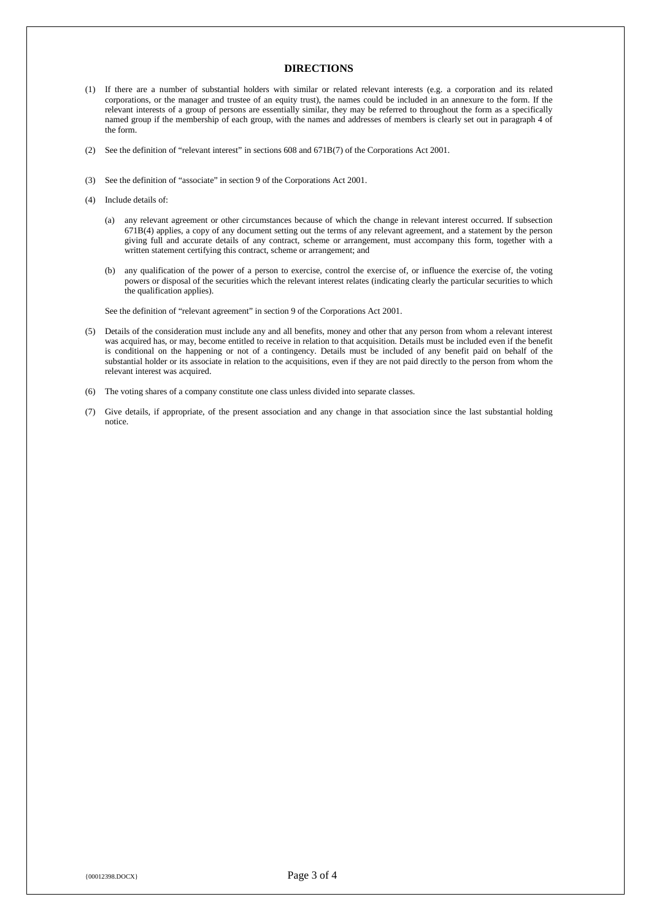## DIRECTIONS

(1) If there are a number of substantial holders with similar or related relevant interests (e.g. a corporation and its related corporations, or the manager and trustee of an equity trust), the names could be included in an annexure to the form. If the relevant interests of a group of persons are essentially similar, they may be referred to throughout the form as a specifically named group if the membership of each group, with the names and addresses of members is clearly set out in paragraph 4 of the form.

(2) See the definition of "relevant interest" in sections 608 and 671B(7) of the Corporations Act 2001.

(3) See the definition of "associate" in section 9 of the Corporations Act 2001.

(4) Include details of:

(a) any relevant agreement or other circumstances because of which the change in relevant interest occurred. If subsection 671B(4) applies, a copy of any document setting out the terms of any relevant agreement, and a statement by the person giving full and accurate details of any contract, scheme or arrangement, must accompany this form, together with a written statement certifying this contract, scheme or arrangement; and

(b) any qualification of the power of a person to exercise, control the exercise of, or influence the exercise of, the voting powers or disposal of the securities which the relevant interest relates (indicating clearly the particular securities to which the qualification applies).

See the definition of "relevant agreement" in section 9 of the Corporations Act 2001.

(5) Details of the consideration must include any and all benefits, money and other that any person from whom a relevant interest was acquired has, or may, become entitled to receive in relation to that acquisition. Details must be included even if the benefit is conditional on the happening or not of a contingency. Details must be included of any benefit paid on behalf of the substantial holder or its associate in relation to the acquisitions, even if they are not paid directly to the person from whom the relevant interest was acquired.

(6) The voting shares of a company constitute one class unless divided into separate classes.

(7) Give details, if appropriate, of the present association and any change in that association since the last substantial holding notice.

{00012398.DOCX}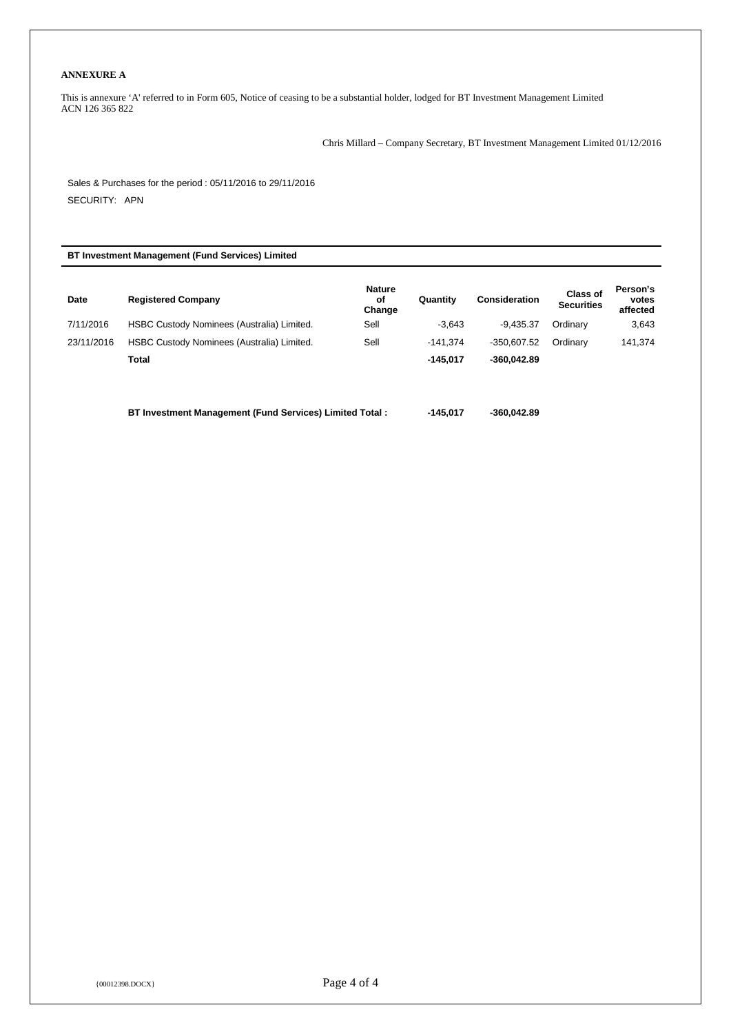**ANNEXURE A**

This is annexure 'A' referred to in Form 605, Notice of ceasing to be a substantial holder, lodged for BT Investment Management Limited ACN 126 365 822

Chris Millard – Company Secretary, BT Investment Management Limited 01/12/2016

Sales & Purchases for the period : 05/11/2016 to 29/11/2016

SECURITY: APN

**BT Investment Management (Fund Services) Limited**

| Date | Registered Company | Nature of Change | Quantity | Consideration | Class of Securities | Person's votes affected |
|---|---|---|---|---|---|---|
| 7/11/2016 | HSBC Custody Nominees (Australia) Limited. | Sell | -3,643 | -9,435.37 | Ordinary | 3,643 |
| 23/11/2016 | HSBC Custody Nominees (Australia) Limited. | Sell | -141,374 | -350,607.52 | Ordinary | 141,374 |
| | **Total** | | **-145,017** | **-360,042.89** | | |

| | | |
|---|---|---|
| **BT Investment Management (Fund Services) Limited Total :** | **-145,017** | **-360,042.89** |

{00012398.DOCX}